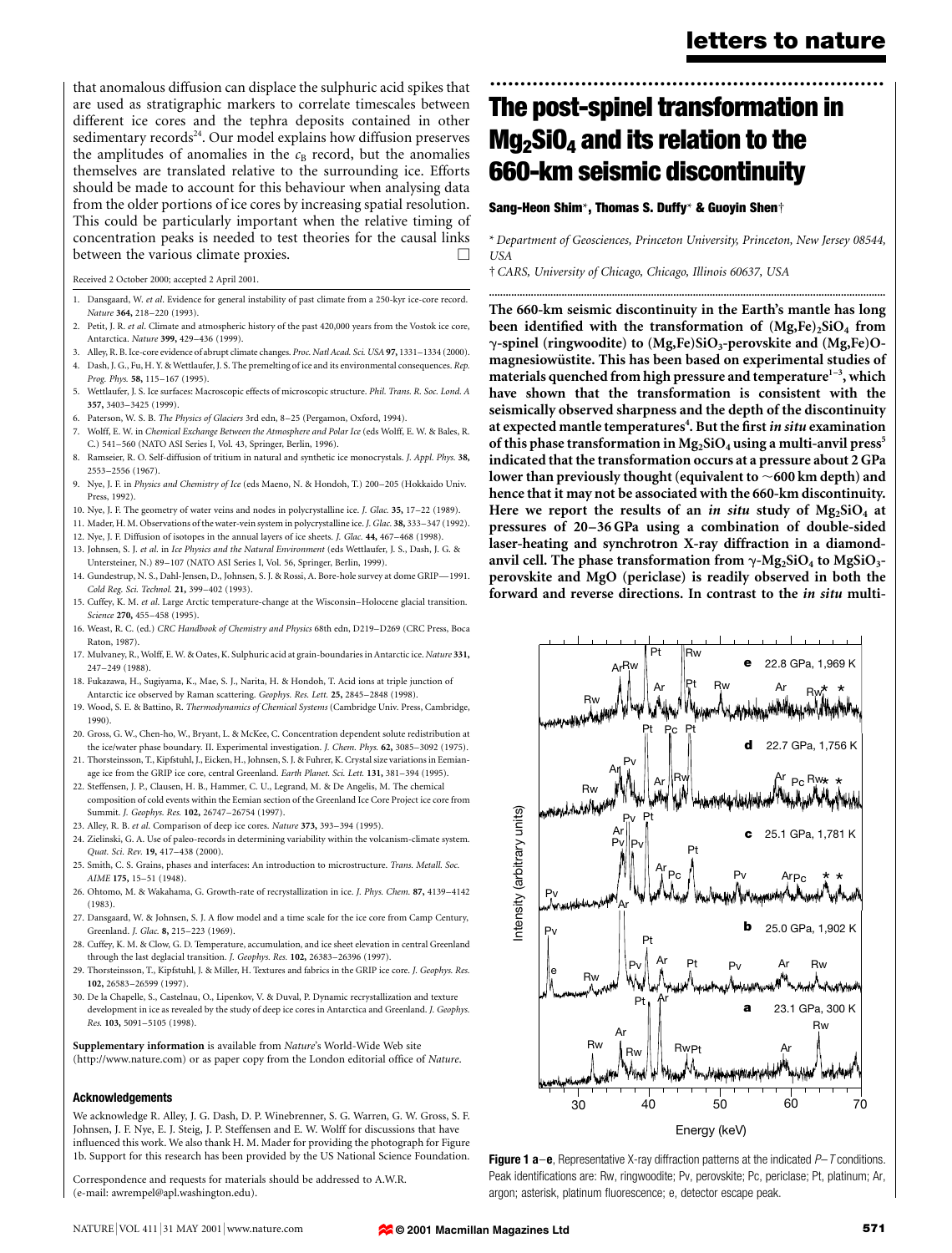that anomalous diffusion can displace the sulphuric acid spikes that are used as stratigraphic markers to correlate timescales between different ice cores and the tephra deposits contained in other sedimentary records[24]. Our model explains how diffusion preserves the amplitudes of anomalies in the $c_B$ record, but the anomalies themselves are translated relative to the surrounding ice. Efforts should be made to account for this behaviour when analysing data from the older portions of ice cores by increasing spatial resolution. This could be particularly important when the relative timing of concentration peaks is needed to test theories for the causal links between the various climate proxies. □

Received 2 October 2000; accepted 2 April 2001.

1. Dansgaard, W. *et al*. Evidence for general instability of past climate from a 250-kyr ice-core record. *Nature* **364,** 218–220 (1993).
2. Petit, J. R. *et al*. Climate and atmospheric history of the past 420,000 years from the Vostok ice core, Antarctica. *Nature* **399,** 429–436 (1999).
3. Alley, R. B. Ice-core evidence of abrupt climate changes. *Proc. Natl Acad. Sci. USA* **97,** 1331–1334 (2000).
4. Dash, J. G., Fu, H. Y. & Wettlaufer, J. S. The premelting of ice and its environmental consequences. *Rep. Prog. Phys.* **58,** 115–167 (1995).
5. Wettlaufer, J. S. Ice surfaces: Macroscopic effects of microscopic structure. *Phil. Trans. R. Soc. Lond. A* **357,** 3403–3425 (1999).
6. Paterson, W. S. B. *The Physics of Glaciers* 3rd edn, 8–25 (Pergamon, Oxford, 1994).
7. Wolff, E. W. in *Chemical Exchange Between the Atmosphere and Polar Ice* (eds Wolff, E. W. & Bales, R. C.) 541–560 (NATO ASI Series I, Vol. 43, Springer, Berlin, 1996).
8. Ramseier, R. O. Self-diffusion of tritium in natural and synthetic ice monocrystals. *J. Appl. Phys.* **38,** 2553–2556 (1967).
9. Nye, J. F. in *Physics and Chemistry of Ice* (eds Maeno, N. & Hondoh, T.) 200–205 (Hokkaido Univ. Press, 1992).
10. Nye, J. F. The geometry of water veins and nodes in polycrystalline ice. *J. Glac.* **35,** 17–22 (1989).
11. Mader, H. M. Observations of the water-vein system in polycrystalline ice. *J. Glac.* **38,** 333–347 (1992).
12. Nye, J. F. Diffusion of isotopes in the annual layers of ice sheets. *J. Glac.* **44,** 467–468 (1998).
13. Johnsen, S. J. *et al*. in *Ice Physics and the Natural Environment* (eds Wettlaufer, J. S., Dash, J. G. & Untersteiner, N.) 89–107 (NATO ASI Series I, Vol. 56, Springer, Berlin, 1999).
14. Gundestrup, N. S., Dahl-Jensen, D., Johnsen, S. J. & Rossi, A. Bore-hole survey at dome GRIP—1991. *Cold Reg. Sci. Technol.* **21,** 399–402 (1993).
15. Cuffey, K. M. *et al*. Large Arctic temperature-change at the Wisconsin–Holocene glacial transition. *Science* **270,** 455–458 (1995).
16. Weast, R. C. (ed.) *CRC Handbook of Chemistry and Physics* 68th edn, D219–D269 (CRC Press, Boca Raton, 1987).
17. Mulvaney, R., Wolff, E. W. & Oates, K. Sulphuric acid at grain-boundaries in Antarctic ice. *Nature* **331,** 247–249 (1988).
18. Fukazawa, H., Sugiyama, K., Mae, S. J., Narita, H. & Hondoh, T. Acid ions at triple junction of Antarctic ice observed by Raman scattering. *Geophys. Res. Lett.* **25,** 2845–2848 (1998).
19. Wood, S. E. & Battino, R. *Thermodynamics of Chemical Systems* (Cambridge Univ. Press, Cambridge, 1990).
20. Gross, G. W., Chen-ho, W., Bryant, L. & McKee, C. Concentration dependent solute redistribution at the ice/water phase boundary. II. Experimental investigation. *J. Chem. Phys.* **62,** 3085–3092 (1975).
21. Thorsteinsson, T., Kipfstuhl, J., Eicken, H., Johnsen, S. J. & Fuhrer, K. Crystal size variations in Eemian-age ice from the GRIP ice core, central Greenland. *Earth Planet. Sci. Lett.* **131,** 381–394 (1995).
22. Steffensen, J. P., Clausen, H. B., Hammer, C. U., Legrand, M. & De Angelis, M. The chemical composition of cold events within the Eemian section of the Greenland Ice Core Project ice core from Summit. *J. Geophys. Res.* **102,** 26747–26754 (1997).
23. Alley, R. B. *et al*. Comparison of deep ice cores. *Nature* **373,** 393–394 (1995).
24. Zielinski, G. A. Use of paleo-records in determining variability within the volcanism-climate system. *Quat. Sci. Rev.* **19,** 417–438 (2000).
25. Smith, C. S. Grains, phases and interfaces: An introduction to microstructure. *Trans. Metall. Soc. AIME* **175,** 15–51 (1948).
26. Ohtomo, M. & Wakahama, G. Growth-rate of recrystallization in ice. *J. Phys. Chem.* **87,** 4139–4142 (1983).
27. Dansgaard, W. & Johnsen, S. J. A flow model and a time scale for the ice core from Camp Century, Greenland. *J. Glac.* **8,** 215–223 (1969).
28. Cuffey, K. M. & Clow, G. D. Temperature, accumulation, and ice sheet elevation in central Greenland through the last deglacial transition. *J. Geophys. Res.* **102,** 26383–26396 (1997).
29. Thorsteinsson, T., Kipfstuhl, J. & Miller, H. Textures and fabrics in the GRIP ice core. *J. Geophys. Res.* **102,** 26583–26599 (1997).
30. De la Chapelle, S., Castelnau, O., Lipenkov, V. & Duval, P. Dynamic recrystallization and texture development in ice as revealed by the study of deep ice cores in Antarctica and Greenland. *J. Geophys. Res.* **103,** 5091–5105 (1998).

**Supplementary information** is available from *Nature*'s World-Wide Web site (http://www.nature.com) or as paper copy from the London editorial office of *Nature*.

### Acknowledgements

We acknowledge R. Alley, J. G. Dash, D. P. Winebrenner, S. G. Warren, G. W. Gross, S. F. Johnsen, J. F. Nye, E. J. Steig, J. P. Steffensen and E. W. Wolff for discussions that have influenced this work. We also thank H. M. Mader for providing the photograph for Figure 1b. Support for this research has been provided by the US National Science Foundation.

Correspondence and requests for materials should be addressed to A.W.R. (e-mail: awrempel@apl.washington.edu).

# The post-spinel transformation in $Mg_2SiO_4$ and its relation to the 660-km seismic discontinuity

**Sang-Heon Shim\*, Thomas S. Duffy\* & Guoyin Shen†**

\* *Department of Geosciences, Princeton University, Princeton, New Jersey 08544, USA*

† *CARS, University of Chicago, Chicago, Illinois 60637, USA*

**The 660-km seismic discontinuity in the Earth's mantle has long been identified with the transformation of $(Mg,Fe)_2SiO_4$ from γ-spinel (ringwoodite) to $(Mg,Fe)SiO_3$-perovskite and (Mg,Fe)O-magnesiowüstite. This has been based on experimental studies of materials quenched from high pressure and temperature[1–3], which have shown that the transformation is consistent with the seismically observed sharpness and the depth of the discontinuity at expected mantle temperatures[4]. But the first *in situ* examination of this phase transformation in $Mg_2SiO_4$ using a multi-anvil press[5] indicated that the transformation occurs at a pressure about 2 GPa lower than previously thought (equivalent to ~600 km depth) and hence that it may not be associated with the 660-km discontinuity. Here we report the results of an *in situ* study of $Mg_2SiO_4$ at pressures of 20–36 GPa using a combination of double-sided laser-heating and synchrotron X-ray diffraction in a diamond-anvil cell. The phase transformation from γ-$Mg_2SiO_4$ to $MgSiO_3$-perovskite and MgO (periclase) is readily observed in both the forward and reverse directions. In contrast to the *in situ* multi-**

**Figure 1 a**–**e**, Representative X-ray diffraction patterns at the indicated *P*–*T* conditions. Peak identifications are: Rw, ringwoodite; Pv, perovskite; Pc, periclase; Pt, platinum; Ar, argon; asterisk, platinum fluorescence; e, detector escape peak.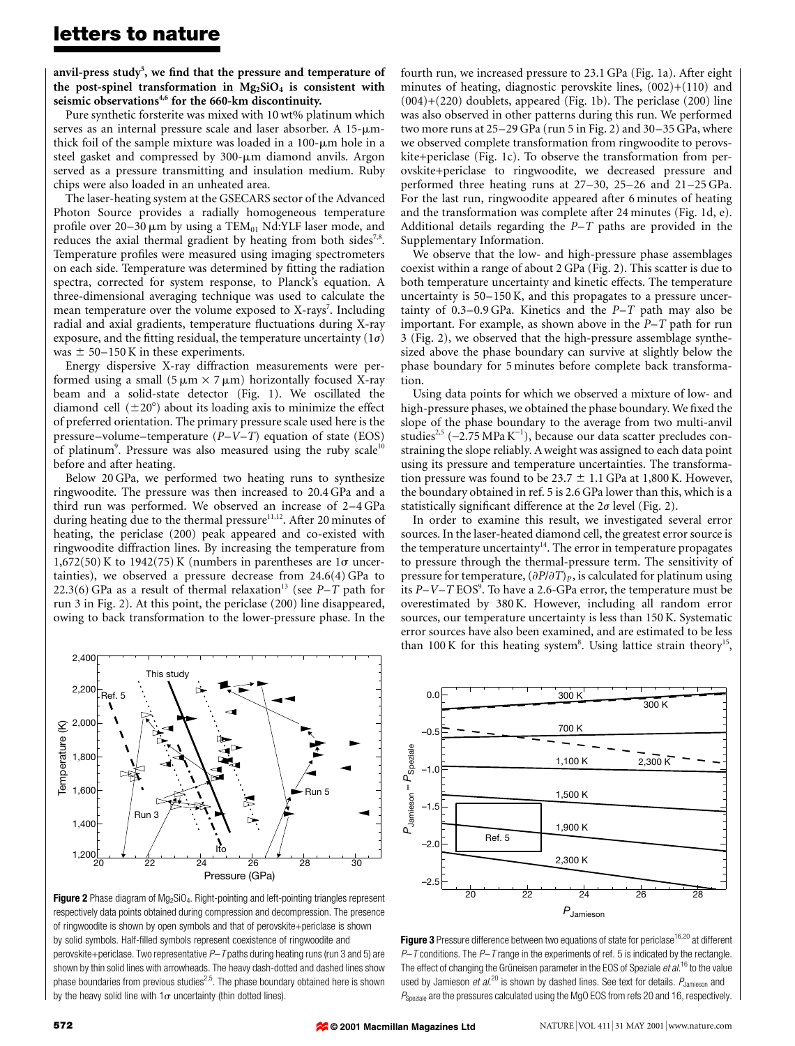**anvil-press study[5], we find that the pressure and temperature of the post-spinel transformation in $Mg_2SiO_4$ is consistent with seismic observations[4,6] for the 660-km discontinuity.**

Pure synthetic forsterite was mixed with 10 wt% platinum which serves as an internal pressure scale and laser absorber. A 15-μm-thick foil of the sample mixture was loaded in a 100-μm hole in a steel gasket and compressed by 300-μm diamond anvils. Argon served as a pressure transmitting and insulation medium. Ruby chips were also loaded in an unheated area.

The laser-heating system at the GSECARS sector of the Advanced Photon Source provides a radially homogeneous temperature profile over 20–30 μm by using a $TEM_{01}$ Nd:YLF laser mode, and reduces the axial thermal gradient by heating from both sides[7,8]. Temperature profiles were measured using imaging spectrometers on each side. Temperature was determined by fitting the radiation spectra, corrected for system response, to Planck's equation. A three-dimensional averaging technique was used to calculate the mean temperature over the volume exposed to X-rays[7]. Including radial and axial gradients, temperature fluctuations during X-ray exposure, and the fitting residual, the temperature uncertainty ($1\sigma$) was $\pm$ 50–150 K in these experiments.

Energy dispersive X-ray diffraction measurements were performed using a small (5 μm × 7 μm) horizontally focused X-ray beam and a solid-state detector (Fig. 1). We oscillated the diamond cell ($\pm 20^\circ$) about its loading axis to minimize the effect of preferred orientation. The primary pressure scale used here is the pressure–volume–temperature ($P$–$V$–$T$) equation of state (EOS) of platinum[9]. Pressure was also measured using the ruby scale[10] before and after heating.

Below 20 GPa, we performed two heating runs to synthesize ringwoodite. The pressure was then increased to 20.4 GPa and a third run was performed. We observed an increase of 2–4 GPa during heating due to the thermal pressure[11,12]. After 20 minutes of heating, the periclase (200) peak appeared and co-existed with ringwoodite diffraction lines. By increasing the temperature from 1,672(50) K to 1942(75) K (numbers in parentheses are $1\sigma$ uncertainties), we observed a pressure decrease from 24.6(4) GPa to 22.3(6) GPa as a result of thermal relaxation[13] (see $P$–$T$ path for run 3 in Fig. 2). At this point, the periclase (200) line disappeared, owing to back transformation to the lower-pressure phase. In the fourth run, we increased pressure to 23.1 GPa (Fig. 1a). After eight minutes of heating, diagnostic perovskite lines, (002)+(110) and (004)+(220) doublets, appeared (Fig. 1b). The periclase (200) line was also observed in other patterns during this run. We performed two more runs at 25–29 GPa (run 5 in Fig. 2) and 30–35 GPa, where we observed complete transformation from ringwoodite to perovskite+periclase (Fig. 1c). To observe the transformation from perovskite+periclase to ringwoodite, we decreased pressure and performed three heating runs at 27–30, 25–26 and 21–25 GPa. For the last run, ringwoodite appeared after 6 minutes of heating and the transformation was complete after 24 minutes (Fig. 1d, e). Additional details regarding the $P$–$T$ paths are provided in the Supplementary Information.

We observe that the low- and high-pressure phase assemblages coexist within a range of about 2 GPa (Fig. 2). This scatter is due to both temperature uncertainty and kinetic effects. The temperature uncertainty is 50–150 K, and this propagates to a pressure uncertainty of 0.3–0.9 GPa. Kinetics and the $P$–$T$ path may also be important. For example, as shown above in the $P$–$T$ path for run 3 (Fig. 2), we observed that the high-pressure assemblage synthesized above the phase boundary can survive at slightly below the phase boundary for 5 minutes before complete back transformation.

Using data points for which we observed a mixture of low- and high-pressure phases, we obtained the phase boundary. We fixed the slope of the phase boundary to the average from two multi-anvil studies[2,5] ($-2.75$ MPa $K^{-1}$), because our data scatter precludes constraining the slope reliably. A weight was assigned to each data point using its pressure and temperature uncertainties. The transformation pressure was found to be 23.7 $\pm$ 1.1 GPa at 1,800 K. However, the boundary obtained in ref. 5 is 2.6 GPa lower than this, which is a statistically significant difference at the $2\sigma$ level (Fig. 2).

In order to examine this result, we investigated several error sources. In the laser-heated diamond cell, the greatest error source is the temperature uncertainty[14]. The error in temperature propagates to pressure through the thermal-pressure term. The sensitivity of pressure for temperature, $(\partial P/\partial T)_P$, is calculated for platinum using its $P$–$V$–$T$ EOS[9]. To have a 2.6-GPa error, the temperature must be overestimated by 380 K. However, including all random error sources, our temperature uncertainty is less than 150 K. Systematic error sources have also been examined, and are estimated to be less than 100 K for this heating system[8]. Using lattice strain theory[15],

**Figure 2** Phase diagram of $Mg_2SiO_4$. Right-pointing and left-pointing triangles represent respectively data points obtained during compression and decompression. The presence of ringwoodite is shown by open symbols and that of perovskite+periclase is shown by solid symbols. Half-filled symbols represent coexistence of ringwoodite and perovskite+periclase. Two representative $P$–$T$ paths during heating runs (run 3 and 5) are shown by thin solid lines with arrowheads. The heavy dash-dotted and dashed lines show phase boundaries from previous studies[2,5]. The phase boundary obtained here is shown by the heavy solid line with $1\sigma$ uncertainty (thin dotted lines).

**Figure 3** Pressure difference between two equations of state for periclase[16,20] at different $P$–$T$ conditions. The $P$–$T$ range in the experiments of ref. 5 is indicated by the rectangle. The effect of changing the Grüneisen parameter in the EOS of Speziale *et al.*[16] to the value used by Jamieson *et al.*[20] is shown by dashed lines. See text for details. $P_{Jamieson}$ and $P_{Speziale}$ are the pressures calculated using the MgO EOS from refs 20 and 16, respectively.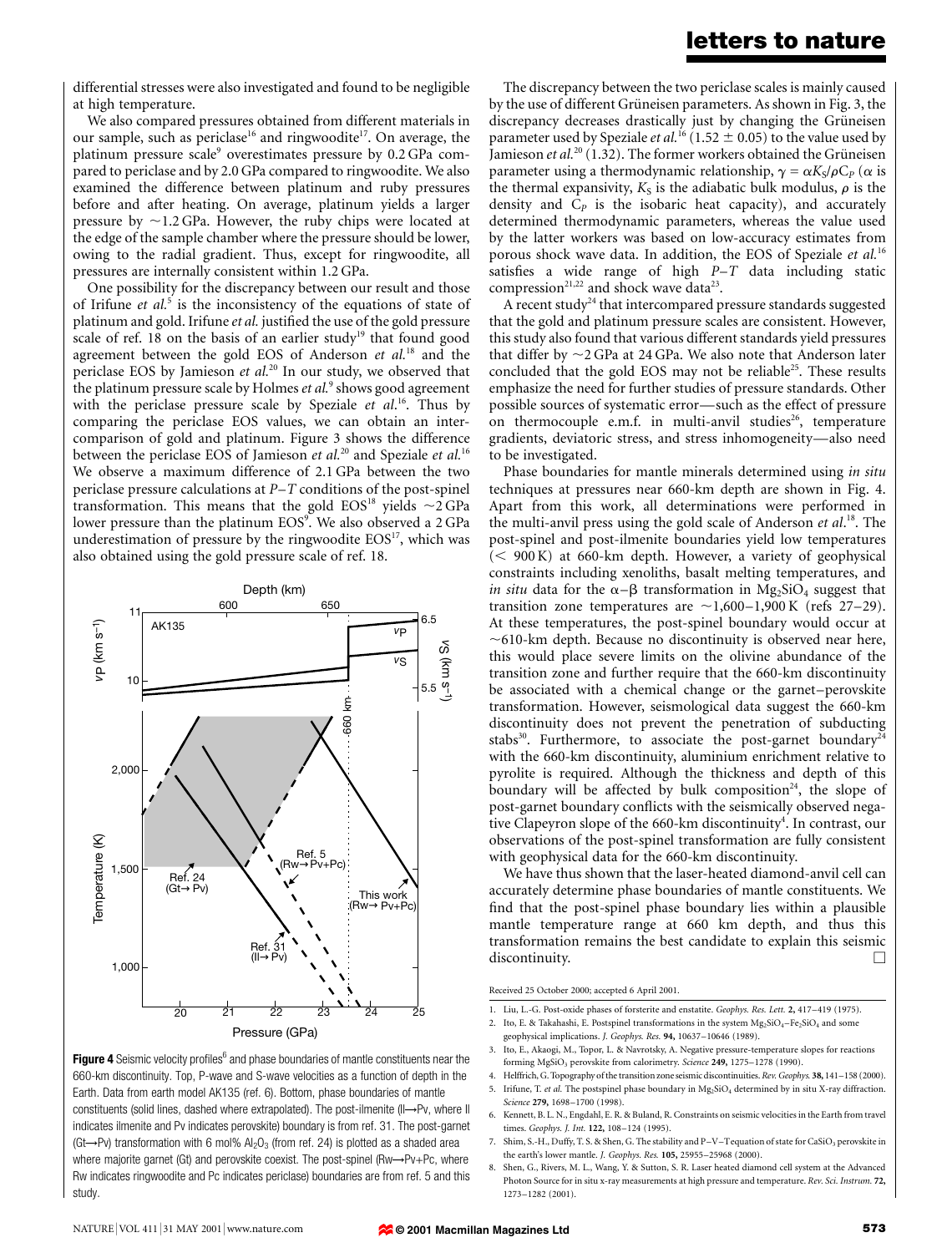differential stresses were also investigated and found to be negligible at high temperature.

We also compared pressures obtained from different materials in our sample, such as periclase[16] and ringwoodite[17]. On average, the platinum pressure scale[9] overestimates pressure by 0.2 GPa compared to periclase and by 2.0 GPa compared to ringwoodite. We also examined the difference between platinum and ruby pressures before and after heating. On average, platinum yields a larger pressure by ~1.2 GPa. However, the ruby chips were located at the edge of the sample chamber where the pressure should be lower, owing to the radial gradient. Thus, except for ringwoodite, all pressures are internally consistent within 1.2 GPa.

One possibility for the discrepancy between our result and those of Irifune *et al.*[5] is the inconsistency of the equations of state of platinum and gold. Irifune *et al.* justified the use of the gold pressure scale of ref. 18 on the basis of an earlier study[19] that found good agreement between the gold EOS of Anderson *et al.*[18] and the periclase EOS by Jamieson *et al.*[20] In our study, we observed that the platinum pressure scale by Holmes *et al.*[9] shows good agreement with the periclase pressure scale by Speziale *et al.*[16]. Thus by comparing the periclase EOS values, we can obtain an intercomparison of gold and platinum. Figure 3 shows the difference between the periclase EOS of Jamieson *et al.*[20] and Speziale *et al.*[16] We observe a maximum difference of 2.1 GPa between the two periclase pressure calculations at $P$–$T$ conditions of the post-spinel transformation. This means that the gold EOS[18] yields ~2 GPa lower pressure than the platinum EOS[9]. We also observed a 2 GPa underestimation of pressure by the ringwoodite EOS[17], which was also obtained using the gold pressure scale of ref. 18.

**Figure 4** Seismic velocity profiles[6] and phase boundaries of mantle constituents near the 660-km discontinuity. Top, P-wave and S-wave velocities as a function of depth in the Earth. Data from earth model AK135 (ref. 6). Bottom, phase boundaries of mantle constituents (solid lines, dashed where extrapolated). The post-ilmenite (Il→Pv, where Il indicates ilmenite and Pv indicates perovskite) boundary is from ref. 31. The post-garnet (Gt→Pv) transformation with 6 mol% $Al_2O_3$ (from ref. 24) is plotted as a shaded area where majorite garnet (Gt) and perovskite coexist. The post-spinel (Rw→Pv+Pc, where Rw indicates ringwoodite and Pc indicates periclase) boundaries are from ref. 5 and this study.

The discrepancy between the two periclase scales is mainly caused by the use of different Grüneisen parameters. As shown in Fig. 3, the discrepancy decreases drastically just by changing the Grüneisen parameter used by Speziale *et al.*[16] (1.52 ± 0.05) to the value used by Jamieson *et al.*[20] (1.32). The former workers obtained the Grüneisen parameter using a thermodynamic relationship, $\gamma = \alpha K_S/\rho C_P$ ($\alpha$ is the thermal expansivity, $K_S$ is the adiabatic bulk modulus, $\rho$ is the density and $C_P$ is the isobaric heat capacity), and accurately determined thermodynamic parameters, whereas the value used by the latter workers was based on low-accuracy estimates from porous shock wave data. In addition, the EOS of Speziale *et al.*[16] satisfies a wide range of high $P$–$T$ data including static compression[21,22] and shock wave data[23].

A recent study[24] that intercompared pressure standards suggested that the gold and platinum pressure scales are consistent. However, this study also found that various different standards yield pressures that differ by ~2 GPa at 24 GPa. We also note that Anderson later concluded that the gold EOS may not be reliable[25]. These results emphasize the need for further studies of pressure standards. Other possible sources of systematic error—such as the effect of pressure on thermocouple e.m.f. in multi-anvil studies[26], temperature gradients, deviatoric stress, and stress inhomogeneity—also need to be investigated.

Phase boundaries for mantle minerals determined using *in situ* techniques at pressures near 660-km depth are shown in Fig. 4. Apart from this work, all determinations were performed in the multi-anvil press using the gold scale of Anderson *et al.*[18]. The post-spinel and post-ilmenite boundaries yield low temperatures (< 900 K) at 660-km depth. However, a variety of geophysical constraints including xenoliths, basalt melting temperatures, and *in situ* data for the $\alpha$–$\beta$ transformation in $Mg_2SiO_4$ suggest that transition zone temperatures are ~1,600–1,900 K (refs 27–29). At these temperatures, the post-spinel boundary would occur at ~610-km depth. Because no discontinuity is observed near here, this would place severe limits on the olivine abundance of the transition zone and further require that the 660-km discontinuity be associated with a chemical change or the garnet–perovskite transformation. However, seismological data suggest the 660-km discontinuity does not prevent the penetration of subducting slabs[30]. Furthermore, to associate the post-garnet boundary[24] with the 660-km discontinuity, aluminium enrichment relative to pyrolite is required. Although the thickness and depth of this boundary will be affected by bulk composition[24], the slope of post-garnet boundary conflicts with the seismically observed negative Clapeyron slope of the 660-km discontinuity[4]. In contrast, our observations of the post-spinel transformation are fully consistent with geophysical data for the 660-km discontinuity.

We have thus shown that the laser-heated diamond-anvil cell can accurately determine phase boundaries of mantle constituents. We find that the post-spinel phase boundary lies within a plausible mantle temperature range at 660 km depth, and thus this transformation remains the best candidate to explain this seismic discontinuity. □

Received 25 October 2000; accepted 6 April 2001.

1. Liu, L.-G. Post-oxide phases of forsterite and enstatite. *Geophys. Res. Lett.* **2,** 417–419 (1975).
2. Ito, E. & Takahashi, E. Postspinel transformations in the system $Mg_2SiO_4$–$Fe_2SiO_4$ and some geophysical implications. *J. Geophys. Res.* **94,** 10637–10646 (1989).
3. Ito, E., Akaogi, M., Topor, L. & Navrotsky, A. Negative pressure-temperature slopes for reactions forming $MgSiO_3$ perovskite from calorimetry. *Science* **249,** 1275–1278 (1990).
4. Helffrich, G. Topography of the transition zone seismic discontinuities. *Rev. Geophys.* **38,** 141–158 (2000).
5. Irifune, T. *et al.* The postspinel phase boundary in $Mg_2SiO_4$ determined by in situ X-ray diffraction. *Science* **279,** 1698–1700 (1998).
6. Kennett, B. L. N., Engdahl, E. R. & Buland, R. Constraints on seismic velocities in the Earth from travel times. *Geophys. J. Int.* **122,** 108–124 (1995).
7. Shim, S.-H., Duffy, T. S. & Shen, G. The stability and P–V–T equation of state for $CaSiO_3$ perovskite in the earth's lower mantle. *J. Geophys. Res.* **105,** 25955–25968 (2000).
8. Shen, G., Rivers, M. L., Wang, Y. & Sutton, S. R. Laser heated diamond cell system at the Advanced Photon Source for in situ x-ray measurements at high pressure and temperature. *Rev. Sci. Instrum.* **72,** 1273–1282 (2001).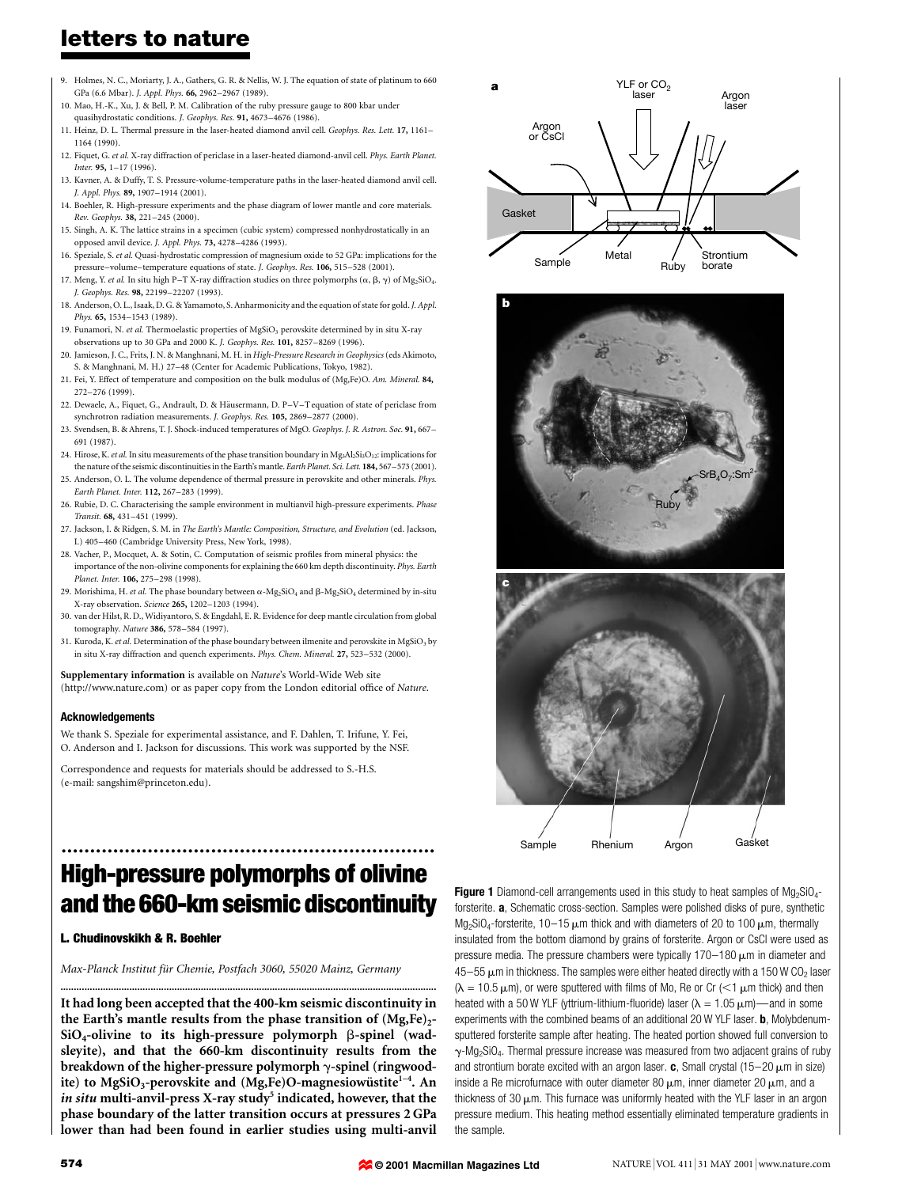9. Holmes, N. C., Moriarty, J. A., Gathers, G. R. & Nellis, W. J. The equation of state of platinum to 660 GPa (6.6 Mbar). *J. Appl. Phys.* **66,** 2962–2967 (1989).
10. Mao, H.-K., Xu, J. & Bell, P. M. Calibration of the ruby pressure gauge to 800 kbar under quasihydrostatic conditions. *J. Geophys. Res.* **91,** 4673–4676 (1986).
11. Heinz, D. L. Thermal pressure in the laser-heated diamond anvil cell. *Geophys. Res. Lett.* **17,** 1161–1164 (1990).
12. Fiquet, G. *et al.* X-ray diffraction of periclase in a laser-heated diamond-anvil cell. *Phys. Earth Planet. Inter.* **95,** 1–17 (1996).
13. Kavner, A. & Duffy, T. S. Pressure-volume-temperature paths in the laser-heated diamond anvil cell. *J. Appl. Phys.* **89,** 1907–1914 (2001).
14. Boehler, R. High-pressure experiments and the phase diagram of lower mantle and core materials. *Rev. Geophys.* **38,** 221–245 (2000).
15. Singh, A. K. The lattice strains in a specimen (cubic system) compressed nonhydrostatically in an opposed anvil device. *J. Appl. Phys.* **73,** 4278–4286 (1993).
16. Speziale, S. *et al.* Quasi-hydrostatic compression of magnesium oxide to 52 GPa: implications for the pressure–volume–temperature equations of state. *J. Geophys. Res.* **106,** 515–528 (2001).
17. Meng, Y. *et al.* In situ high P–T X-ray diffraction studies on three polymorphs (α, β, γ) of $Mg_2SiO_4$. *J. Geophys. Res.* **98,** 22199–22207 (1993).
18. Anderson, O. L., Isaak, D. G. & Yamamoto, S. Anharmonicity and the equation of state for gold. *J. Appl. Phys.* **65,** 1534–1543 (1989).
19. Funamori, N. *et al.* Thermoelastic properties of $MgSiO_3$ perovskite determined by in situ X-ray observations up to 30 GPa and 2000 K. *J. Geophys. Res.* **101,** 8257–8269 (1996).
20. Jamieson, J. C., Frits, J. N. & Manghnani, M. H. in *High-Pressure Research in Geophysics* (eds Akimoto, S. & Manghnani, M. H.) 27–48 (Center for Academic Publications, Tokyo, 1982).
21. Fei, Y. Effect of temperature and composition on the bulk modulus of (Mg,Fe)O. *Am. Mineral.* **84,** 272–276 (1999).
22. Dewaele, A., Fiquet, G., Andrault, D. & Häusermann, D. P–V–T equation of state of periclase from synchrotron radiation measurements. *J. Geophys. Res.* **105,** 2869–2877 (2000).
23. Svendsen, B. & Ahrens, T. J. Shock-induced temperatures of MgO. *Geophys. J. R. Astron. Soc.* **91,** 667–691 (1987).
24. Hirose, K. *et al.* In situ measurements of the phase transition boundary in $Mg_3Al_2Si_3O_{12}$: implications for the nature of the seismic discontinuities in the Earth's mantle. *Earth Planet. Sci. Lett.* **184,** 567–573 (2001).
25. Anderson, O. L. The volume dependence of thermal pressure in perovskite and other minerals. *Phys. Earth Planet. Inter.* **112,** 267–283 (1999).
26. Rubie, D. C. Characterising the sample environment in multianvil high-pressure experiments. *Phase Transit.* **68,** 431–451 (1999).
27. Jackson, I. & Ridgen, S. M. in *The Earth's Mantle: Composition, Structure, and Evolution* (ed. Jackson, I.) 405–460 (Cambridge University Press, New York, 1998).
28. Vacher, P., Mocquet, A. & Sotin, C. Computation of seismic profiles from mineral physics: the importance of the non-olivine components for explaining the 660 km depth discontinuity. *Phys. Earth Planet. Inter.* **106,** 275–298 (1998).
29. Morishima, H. *et al.* The phase boundary between α-$Mg_2SiO_4$ and β-$Mg_2SiO_4$ determined by in-situ X-ray observation. *Science* **265,** 1202–1203 (1994).
30. van der Hilst, R. D., Widiyantoro, S. & Engdahl, E. R. Evidence for deep mantle circulation from global tomography. *Nature* **386,** 578–584 (1997).
31. Kuroda, K. *et al.* Determination of the phase boundary between ilmenite and perovskite in $MgSiO_3$ by in situ X-ray diffraction and quench experiments. *Phys. Chem. Mineral.* **27,** 523–532 (2000).

**Supplementary information** is available on *Nature*'s World-Wide Web site (http://www.nature.com) or as paper copy from the London editorial office of *Nature*.

### Acknowledgements

We thank S. Speziale for experimental assistance, and F. Dahlen, T. Irifune, Y. Fei, O. Anderson and I. Jackson for discussions. This work was supported by the NSF.

Correspondence and requests for materials should be addressed to S.-H.S. (e-mail: sangshim@princeton.edu).

# High-pressure polymorphs of olivine and the 660-km seismic discontinuity

**L. Chudinovskikh & R. Boehler**

*Max-Planck Institut für Chemie, Postfach 3060, 55020 Mainz, Germany*

**It had long been accepted that the 400-km seismic discontinuity in the Earth's mantle results from the phase transition of $(Mg,Fe)_2SiO_4$-olivine to its high-pressure polymorph β-spinel (wadsleyite), and that the 660-km discontinuity results from the breakdown of the higher-pressure polymorph γ-spinel (ringwoodite) to $MgSiO_3$-perovskite and (Mg,Fe)O-magnesiowüstite[1–4]. An *in situ* multi-anvil-press X-ray study[5] indicated, however, that the phase boundary of the latter transition occurs at pressures 2 GPa lower than had been found in earlier studies using multi-anvil**

a
YLF or $CO_2$ laser
Argon laser
Argon or CsCl
Gasket
Sample
Metal
Ruby
Strontium borate

b
$SrB_4O_7$:$Sm^{2+}$
Ruby

c
Sample
Rhenium
Argon
Gasket

**Figure 1** Diamond-cell arrangements used in this study to heat samples of $Mg_2SiO_4$-forsterite. **a**, Schematic cross-section. Samples were polished disks of pure, synthetic $Mg_2SiO_4$-forsterite, 10–15 μm thick and with diameters of 20 to 100 μm, thermally insulated from the bottom diamond by grains of forsterite. Argon or CsCl were used as pressure media. The pressure chambers were typically 170–180 μm in diameter and 45–55 μm in thickness. The samples were either heated directly with a 150 W $CO_2$ laser ($\lambda$ = 10.5 μm), or were sputtered with films of Mo, Re or Cr (<1 μm thick) and then heated with a 50 W YLF (yttrium-lithium-fluoride) laser ($\lambda$ = 1.05 μm)—and in some experiments with the combined beams of an additional 20 W YLF laser. **b**, Molybdenum-sputtered forsterite sample after heating. The heated portion showed full conversion to γ-$Mg_2SiO_4$. Thermal pressure increase was measured from two adjacent grains of ruby and strontium borate excited with an argon laser. **c**, Small crystal (15–20 μm in size) inside a Re microfurnace with outer diameter 80 μm, inner diameter 20 μm, and a thickness of 30 μm. This furnace was uniformly heated with the YLF laser in an argon pressure medium. This heating method essentially eliminated temperature gradients in the sample.